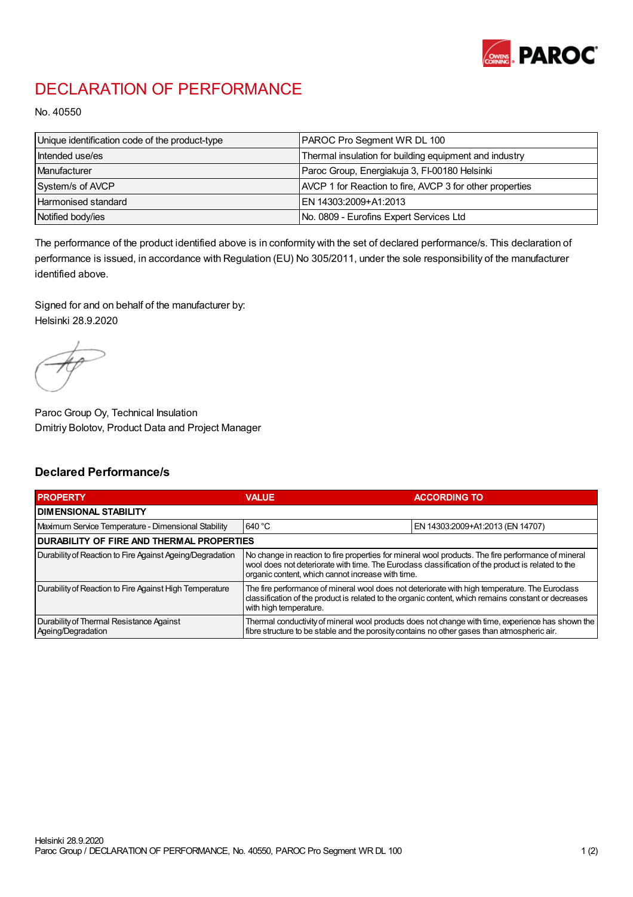# DECLARATION OF PERFORMANCE

No. 40550

| Unique identification code of the product-type | PAROC Pro Segment WR DL 100 |
|---|---|
| Intended use/es | Thermal insulation for building equipment and industry |
| Manufacturer | Paroc Group, Energiakuja 3, FI-00180 Helsinki |
| System/s of AVCP | AVCP 1 for Reaction to fire, AVCP 3 for other properties |
| Harmonised standard | EN 14303:2009+A1:2013 |
| Notified body/ies | No. 0809 - Eurofins Expert Services Ltd |

The performance of the product identified above is in conformity with the set of declared performance/s. This declaration of performance is issued, in accordance with Regulation (EU) No 305/2011, under the sole responsibility of the manufacturer identified above.

Signed for and on behalf of the manufacturer by:
Helsinki 28.9.2020

Paroc Group Oy, Technical Insulation
Dmitriy Bolotov, Product Data and Project Manager

## Declared Performance/s

| PROPERTY | VALUE | ACCORDING TO |
|---|---|---|
| **DIMENSIONAL STABILITY** | | |
| Maximum Service Temperature - Dimensional Stability | 640 °C | EN 14303:2009+A1:2013 (EN 14707) |
| **DURABILITY OF FIRE AND THERMAL PROPERTIES** | | |
| Durability of Reaction to Fire Against Ageing/Degradation | No change in reaction to fire properties for mineral wool products. The fire performance of mineral wool does not deteriorate with time. The Euroclass classification of the product is related to the organic content, which cannot increase with time. | |
| Durability of Reaction to Fire Against High Temperature | The fire performance of mineral wool does not deteriorate with high temperature. The Euroclass classification of the product is related to the organic content, which remains constant or decreases with high temperature. | |
| Durability of Thermal Resistance Against Ageing/Degradation | Thermal conductivity of mineral wool products does not change with time, experience has shown the fibre structure to be stable and the porosity contains no other gases than atmospheric air. | |

Helsinki 28.9.2020
Paroc Group / DECLARATION OF PERFORMANCE, No. 40550, PAROC Pro Segment WR DL 100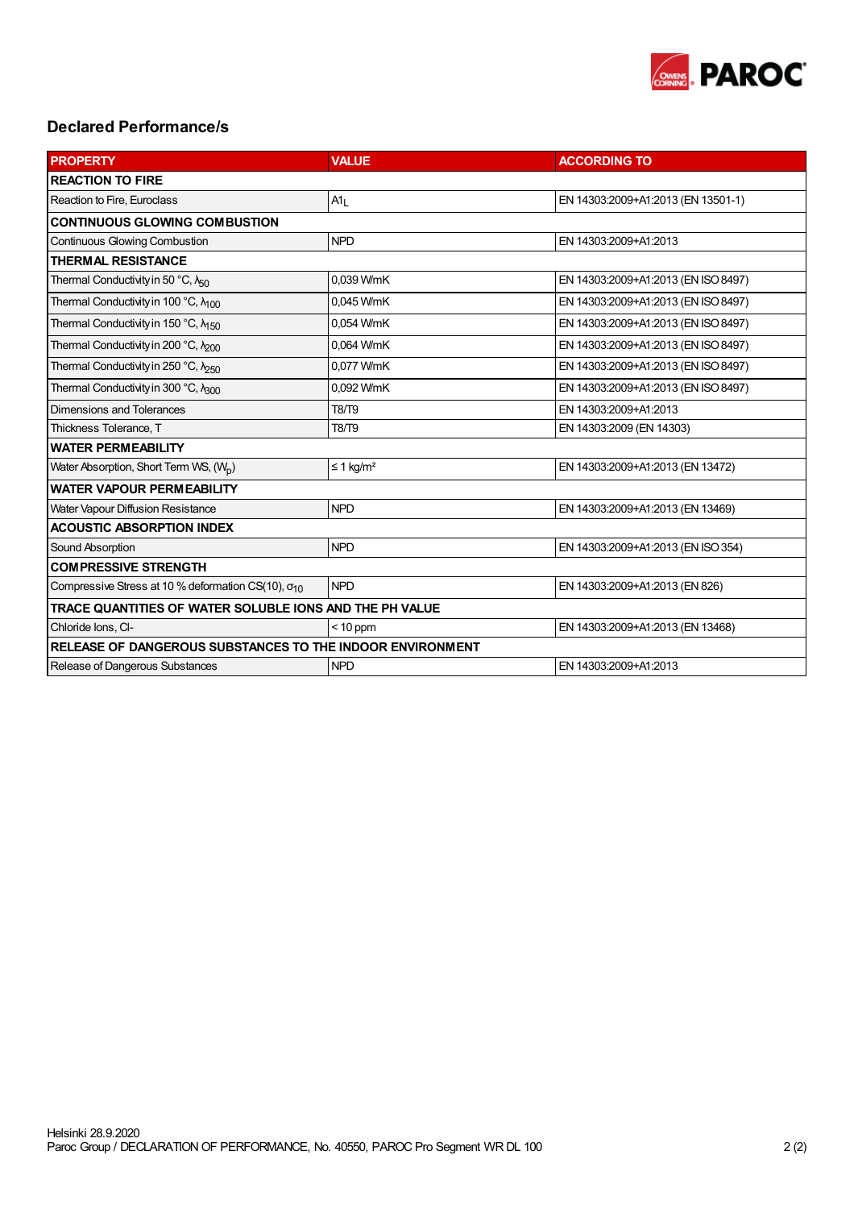## Declared Performance/s

| PROPERTY | VALUE | ACCORDING TO |
|---|---|---|
| **REACTION TO FIRE** | | |
| Reaction to Fire, Euroclass | $A1_L$ | EN 14303:2009+A1:2013 (EN 13501-1) |
| **CONTINUOUS GLOWING COMBUSTION** | | |
| Continuous Glowing Combustion | NPD | EN 14303:2009+A1:2013 |
| **THERMAL RESISTANCE** | | |
| Thermal Conductivity in 50 °C, $\lambda_{50}$ | 0,039 W/mK | EN 14303:2009+A1:2013 (EN ISO 8497) |
| Thermal Conductivity in 100 °C, $\lambda_{100}$ | 0,045 W/mK | EN 14303:2009+A1:2013 (EN ISO 8497) |
| Thermal Conductivity in 150 °C, $\lambda_{150}$ | 0,054 W/mK | EN 14303:2009+A1:2013 (EN ISO 8497) |
| Thermal Conductivity in 200 °C, $\lambda_{200}$ | 0,064 W/mK | EN 14303:2009+A1:2013 (EN ISO 8497) |
| Thermal Conductivity in 250 °C, $\lambda_{250}$ | 0,077 W/mK | EN 14303:2009+A1:2013 (EN ISO 8497) |
| Thermal Conductivity in 300 °C, $\lambda_{300}$ | 0,092 W/mK | EN 14303:2009+A1:2013 (EN ISO 8497) |
| Dimensions and Tolerances | T8/T9 | EN 14303:2009+A1:2013 |
| Thickness Tolerance, T | T8/T9 | EN 14303:2009 (EN 14303) |
| **WATER PERMEABILITY** | | |
| Water Absorption, Short Term WS, ($W_p$) | ≤ 1 kg/m² | EN 14303:2009+A1:2013 (EN 13472) |
| **WATER VAPOUR PERMEABILITY** | | |
| Water Vapour Diffusion Resistance | NPD | EN 14303:2009+A1:2013 (EN 13469) |
| **ACOUSTIC ABSORPTION INDEX** | | |
| Sound Absorption | NPD | EN 14303:2009+A1:2013 (EN ISO 354) |
| **COMPRESSIVE STRENGTH** | | |
| Compressive Stress at 10 % deformation CS(10), $\sigma_{10}$ | NPD | EN 14303:2009+A1:2013 (EN 826) |
| **TRACE QUANTITIES OF WATER SOLUBLE IONS AND THE PH VALUE** | | |
| Chloride Ions, Cl- | < 10 ppm | EN 14303:2009+A1:2013 (EN 13468) |
| **RELEASE OF DANGEROUS SUBSTANCES TO THE INDOOR ENVIRONMENT** | | |
| Release of Dangerous Substances | NPD | EN 14303:2009+A1:2013 |

Helsinki 28.9.2020
Paroc Group / DECLARATION OF PERFORMANCE, No. 40550, PAROC Pro Segment WR DL 100